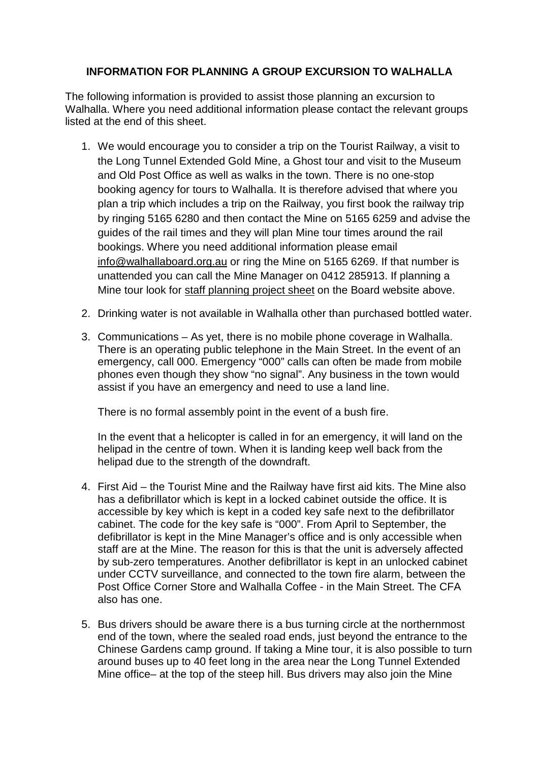**INFORMATION FOR PLANNING A GROUP EXCURSION TO WALHALLA**

The following information is provided to assist those planning an excursion to Walhalla. Where you need additional information please contact the relevant groups listed at the end of this sheet.

1. We would encourage you to consider a trip on the Tourist Railway, a visit to the Long Tunnel Extended Gold Mine, a Ghost tour and visit to the Museum and Old Post Office as well as walks in the town. There is no one-stop booking agency for tours to Walhalla. It is therefore advised that where you plan a trip which includes a trip on the Railway, you first book the railway trip by ringing 5165 6280 and then contact the Mine on 5165 6259 and advise the guides of the rail times and they will plan Mine tour times around the rail bookings. Where you need additional information please email info@walhallaboard.org.au or ring the Mine on 5165 6269. If that number is unattended you can call the Mine Manager on 0412 285913. If planning a Mine tour look for staff planning project sheet on the Board website above.

2. Drinking water is not available in Walhalla other than purchased bottled water.

3. Communications – As yet, there is no mobile phone coverage in Walhalla. There is an operating public telephone in the Main Street. In the event of an emergency, call 000. Emergency "000" calls can often be made from mobile phones even though they show "no signal". Any business in the town would assist if you have an emergency and need to use a land line.

   There is no formal assembly point in the event of a bush fire.

   In the event that a helicopter is called in for an emergency, it will land on the helipad in the centre of town. When it is landing keep well back from the helipad due to the strength of the downdraft.

4. First Aid – the Tourist Mine and the Railway have first aid kits. The Mine also has a defibrillator which is kept in a locked cabinet outside the office. It is accessible by key which is kept in a coded key safe next to the defibrillator cabinet. The code for the key safe is "000". From April to September, the defibrillator is kept in the Mine Manager's office and is only accessible when staff are at the Mine. The reason for this is that the unit is adversely affected by sub-zero temperatures. Another defibrillator is kept in an unlocked cabinet under CCTV surveillance, and connected to the town fire alarm, between the Post Office Corner Store and Walhalla Coffee - in the Main Street. The CFA also has one.

5. Bus drivers should be aware there is a bus turning circle at the northernmost end of the town, where the sealed road ends, just beyond the entrance to the Chinese Gardens camp ground. If taking a Mine tour, it is also possible to turn around buses up to 40 feet long in the area near the Long Tunnel Extended Mine office– at the top of the steep hill. Bus drivers may also join the Mine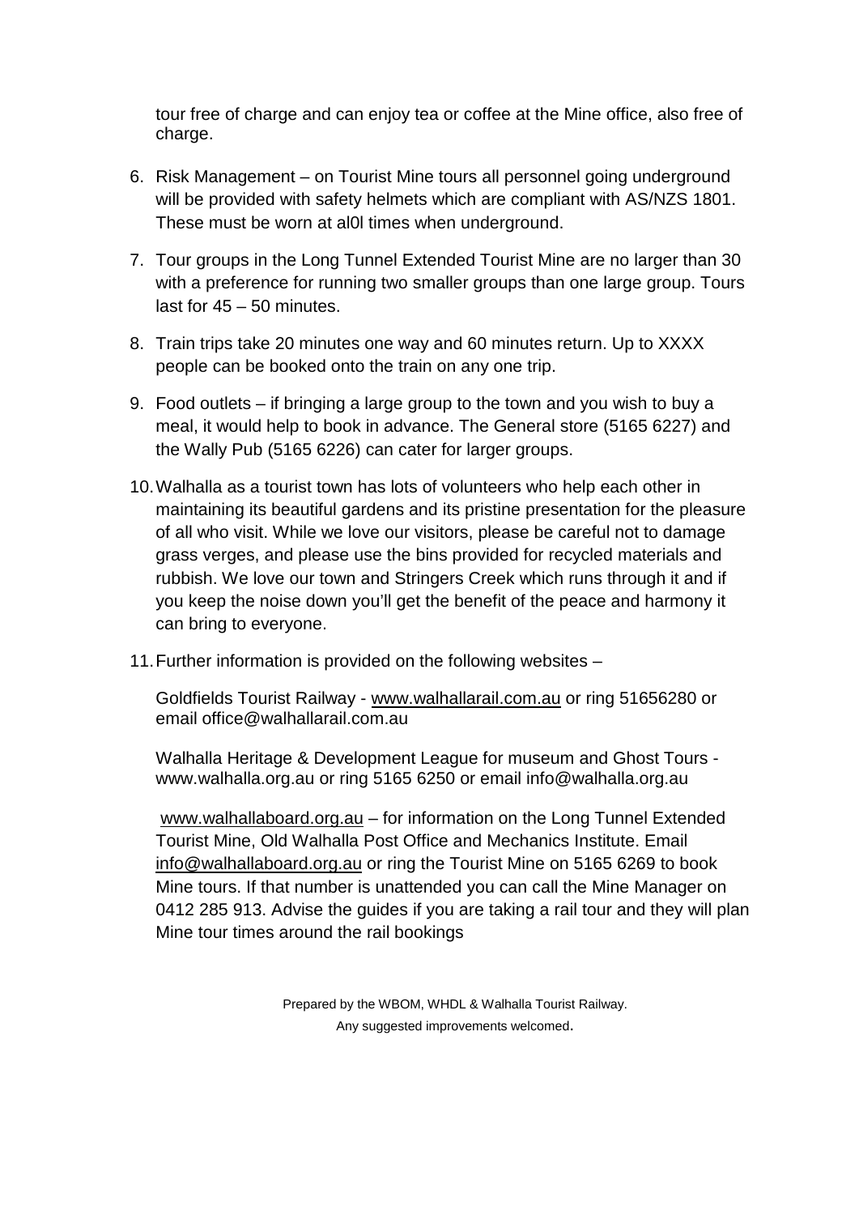tour free of charge and can enjoy tea or coffee at the Mine office, also free of charge.

6. Risk Management – on Tourist Mine tours all personnel going underground will be provided with safety helmets which are compliant with AS/NZS 1801. These must be worn at al0l times when underground.

7. Tour groups in the Long Tunnel Extended Tourist Mine are no larger than 30 with a preference for running two smaller groups than one large group. Tours last for 45 – 50 minutes.

8. Train trips take 20 minutes one way and 60 minutes return. Up to XXXX people can be booked onto the train on any one trip.

9. Food outlets – if bringing a large group to the town and you wish to buy a meal, it would help to book in advance. The General store (5165 6227) and the Wally Pub (5165 6226) can cater for larger groups.

10. Walhalla as a tourist town has lots of volunteers who help each other in maintaining its beautiful gardens and its pristine presentation for the pleasure of all who visit. While we love our visitors, please be careful not to damage grass verges, and please use the bins provided for recycled materials and rubbish. We love our town and Stringers Creek which runs through it and if you keep the noise down you'll get the benefit of the peace and harmony it can bring to everyone.

11. Further information is provided on the following websites –

    Goldfields Tourist Railway - www.walhallarail.com.au or ring 51656280 or email office@walhallarail.com.au

    Walhalla Heritage & Development League for museum and Ghost Tours - www.walhalla.org.au or ring 5165 6250 or email info@walhalla.org.au

    www.walhallaboard.org.au – for information on the Long Tunnel Extended Tourist Mine, Old Walhalla Post Office and Mechanics Institute. Email info@walhallaboard.org.au or ring the Tourist Mine on 5165 6269 to book Mine tours. If that number is unattended you can call the Mine Manager on 0412 285 913. Advise the guides if you are taking a rail tour and they will plan Mine tour times around the rail bookings

Prepared by the WBOM, WHDL & Walhalla Tourist Railway.
Any suggested improvements welcomed.